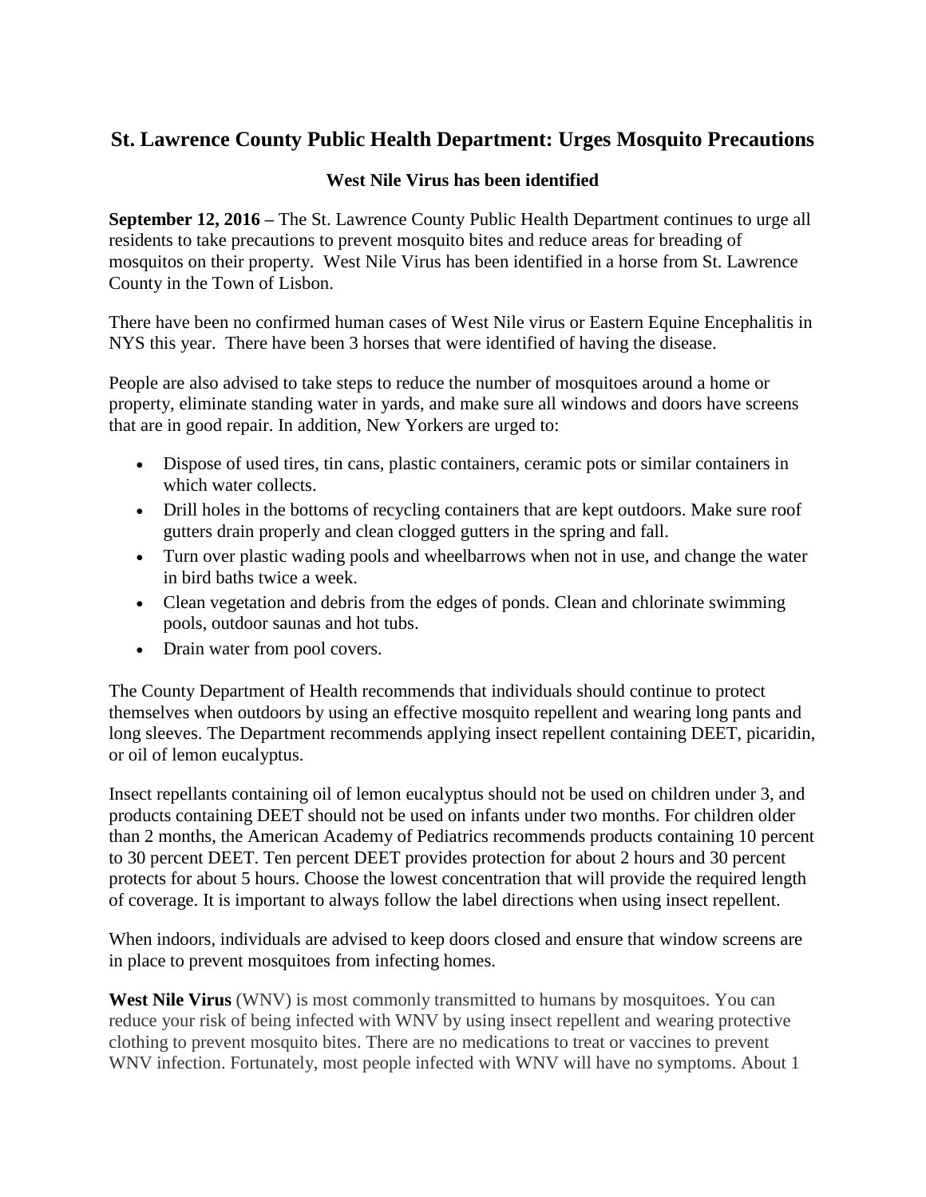# St. Lawrence County Public Health Department: Urges Mosquito Precautions

**West Nile Virus has been identified**

**September 12, 2016 –** The St. Lawrence County Public Health Department continues to urge all residents to take precautions to prevent mosquito bites and reduce areas for breading of mosquitos on their property. West Nile Virus has been identified in a horse from St. Lawrence County in the Town of Lisbon.

There have been no confirmed human cases of West Nile virus or Eastern Equine Encephalitis in NYS this year. There have been 3 horses that were identified of having the disease.

People are also advised to take steps to reduce the number of mosquitoes around a home or property, eliminate standing water in yards, and make sure all windows and doors have screens that are in good repair. In addition, New Yorkers are urged to:

- Dispose of used tires, tin cans, plastic containers, ceramic pots or similar containers in which water collects.
- Drill holes in the bottoms of recycling containers that are kept outdoors. Make sure roof gutters drain properly and clean clogged gutters in the spring and fall.
- Turn over plastic wading pools and wheelbarrows when not in use, and change the water in bird baths twice a week.
- Clean vegetation and debris from the edges of ponds. Clean and chlorinate swimming pools, outdoor saunas and hot tubs.
- Drain water from pool covers.

The County Department of Health recommends that individuals should continue to protect themselves when outdoors by using an effective mosquito repellent and wearing long pants and long sleeves. The Department recommends applying insect repellent containing DEET, picaridin, or oil of lemon eucalyptus.

Insect repellants containing oil of lemon eucalyptus should not be used on children under 3, and products containing DEET should not be used on infants under two months. For children older than 2 months, the American Academy of Pediatrics recommends products containing 10 percent to 30 percent DEET. Ten percent DEET provides protection for about 2 hours and 30 percent protects for about 5 hours. Choose the lowest concentration that will provide the required length of coverage. It is important to always follow the label directions when using insect repellent.

When indoors, individuals are advised to keep doors closed and ensure that window screens are in place to prevent mosquitoes from infecting homes.

**West Nile Virus** (WNV) is most commonly transmitted to humans by mosquitoes. You can reduce your risk of being infected with WNV by using insect repellent and wearing protective clothing to prevent mosquito bites. There are no medications to treat or vaccines to prevent WNV infection. Fortunately, most people infected with WNV will have no symptoms. About 1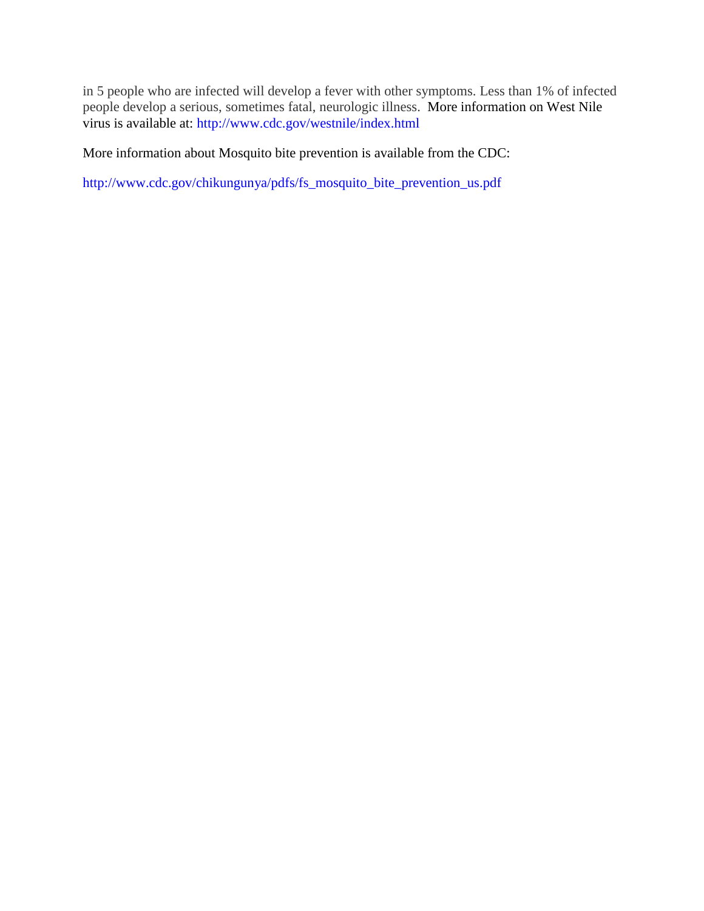in 5 people who are infected will develop a fever with other symptoms. Less than 1% of infected people develop a serious, sometimes fatal, neurologic illness. More information on West Nile virus is available at: http://www.cdc.gov/westnile/index.html

More information about Mosquito bite prevention is available from the CDC:

http://www.cdc.gov/chikungunya/pdfs/fs_mosquito_bite_prevention_us.pdf